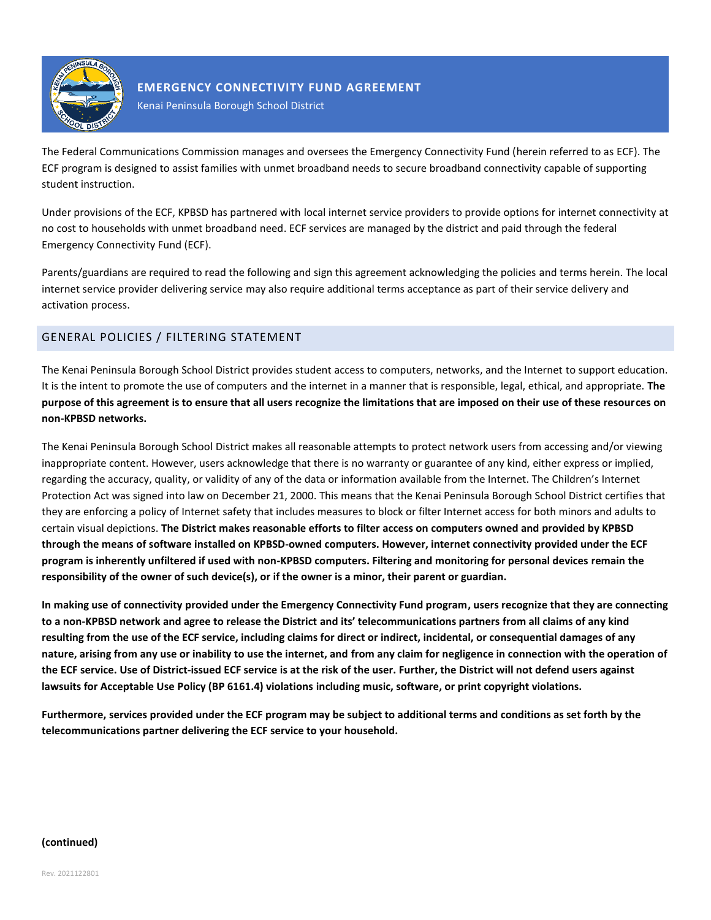# EMERGENCY CONNECTIVITY FUND AGREEMENT

Kenai Peninsula Borough School District

The Federal Communications Commission manages and oversees the Emergency Connectivity Fund (herein referred to as ECF). The ECF program is designed to assist families with unmet broadband needs to secure broadband connectivity capable of supporting student instruction.

Under provisions of the ECF, KPBSD has partnered with local internet service providers to provide options for internet connectivity at no cost to households with unmet broadband need. ECF services are managed by the district and paid through the federal Emergency Connectivity Fund (ECF).

Parents/guardians are required to read the following and sign this agreement acknowledging the policies and terms herein. The local internet service provider delivering service may also require additional terms acceptance as part of their service delivery and activation process.

## GENERAL POLICIES / FILTERING STATEMENT

The Kenai Peninsula Borough School District provides student access to computers, networks, and the Internet to support education. It is the intent to promote the use of computers and the internet in a manner that is responsible, legal, ethical, and appropriate. **The purpose of this agreement is to ensure that all users recognize the limitations that are imposed on their use of these resources on non-KPBSD networks.**

The Kenai Peninsula Borough School District makes all reasonable attempts to protect network users from accessing and/or viewing inappropriate content. However, users acknowledge that there is no warranty or guarantee of any kind, either express or implied, regarding the accuracy, quality, or validity of any of the data or information available from the Internet. The Children's Internet Protection Act was signed into law on December 21, 2000. This means that the Kenai Peninsula Borough School District certifies that they are enforcing a policy of Internet safety that includes measures to block or filter Internet access for both minors and adults to certain visual depictions. **The District makes reasonable efforts to filter access on computers owned and provided by KPBSD through the means of software installed on KPBSD-owned computers. However, internet connectivity provided under the ECF program is inherently unfiltered if used with non-KPBSD computers. Filtering and monitoring for personal devices remain the responsibility of the owner of such device(s), or if the owner is a minor, their parent or guardian.**

**In making use of connectivity provided under the Emergency Connectivity Fund program, users recognize that they are connecting to a non-KPBSD network and agree to release the District and its' telecommunications partners from all claims of any kind resulting from the use of the ECF service, including claims for direct or indirect, incidental, or consequential damages of any nature, arising from any use or inability to use the internet, and from any claim for negligence in connection with the operation of the ECF service. Use of District-issued ECF service is at the risk of the user. Further, the District will not defend users against lawsuits for Acceptable Use Policy (BP 6161.4) violations including music, software, or print copyright violations.**

**Furthermore, services provided under the ECF program may be subject to additional terms and conditions as set forth by the telecommunications partner delivering the ECF service to your household.**

**(continued)**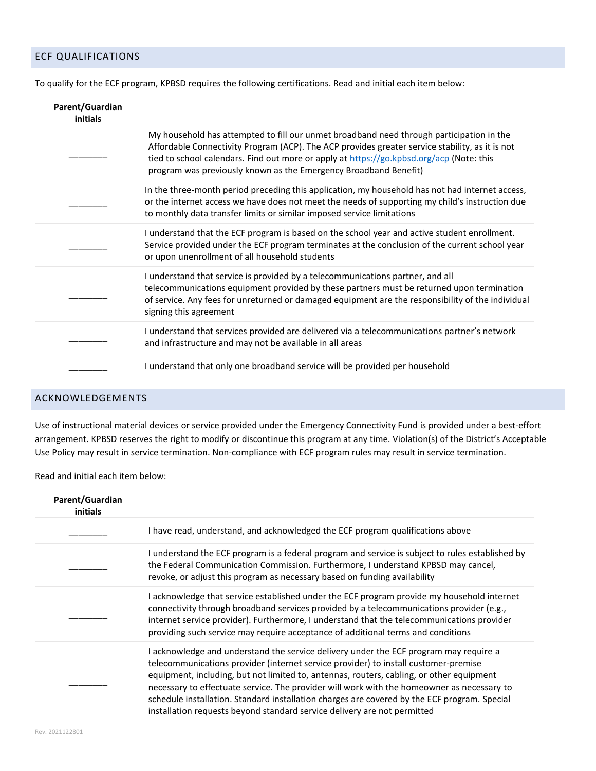## ECF QUALIFICATIONS

To qualify for the ECF program, KPBSD requires the following certifications. Read and initial each item below:

| Parent/Guardian initials | |
|---|---|
| ________ | My household has attempted to fill our unmet broadband need through participation in the Affordable Connectivity Program (ACP). The ACP provides greater service stability, as it is not tied to school calendars. Find out more or apply at https://go.kpbsd.org/acp (Note: this program was previously known as the Emergency Broadband Benefit) |
| ________ | In the three-month period preceding this application, my household has not had internet access, or the internet access we have does not meet the needs of supporting my child's instruction due to monthly data transfer limits or similar imposed service limitations |
| ________ | I understand that the ECF program is based on the school year and active student enrollment. Service provided under the ECF program terminates at the conclusion of the current school year or upon unenrollment of all household students |
| ________ | I understand that service is provided by a telecommunications partner, and all telecommunications equipment provided by these partners must be returned upon termination of service. Any fees for unreturned or damaged equipment are the responsibility of the individual signing this agreement |
| ________ | I understand that services provided are delivered via a telecommunications partner's network and infrastructure and may not be available in all areas |
| ________ | I understand that only one broadband service will be provided per household |

## ACKNOWLEDGEMENTS

Use of instructional material devices or service provided under the Emergency Connectivity Fund is provided under a best-effort arrangement. KPBSD reserves the right to modify or discontinue this program at any time. Violation(s) of the District's Acceptable Use Policy may result in service termination. Non-compliance with ECF program rules may result in service termination.

Read and initial each item below:

| Parent/Guardian initials | |
|---|---|
| ________ | I have read, understand, and acknowledged the ECF program qualifications above |
| ________ | I understand the ECF program is a federal program and service is subject to rules established by the Federal Communication Commission. Furthermore, I understand KPBSD may cancel, revoke, or adjust this program as necessary based on funding availability |
| ________ | I acknowledge that service established under the ECF program provide my household internet connectivity through broadband services provided by a telecommunications provider (e.g., internet service provider). Furthermore, I understand that the telecommunications provider providing such service may require acceptance of additional terms and conditions |
| ________ | I acknowledge and understand the service delivery under the ECF program may require a telecommunications provider (internet service provider) to install customer-premise equipment, including, but not limited to, antennas, routers, cabling, or other equipment necessary to effectuate service. The provider will work with the homeowner as necessary to schedule installation. Standard installation charges are covered by the ECF program. Special installation requests beyond standard service delivery are not permitted |

Rev. 2021122801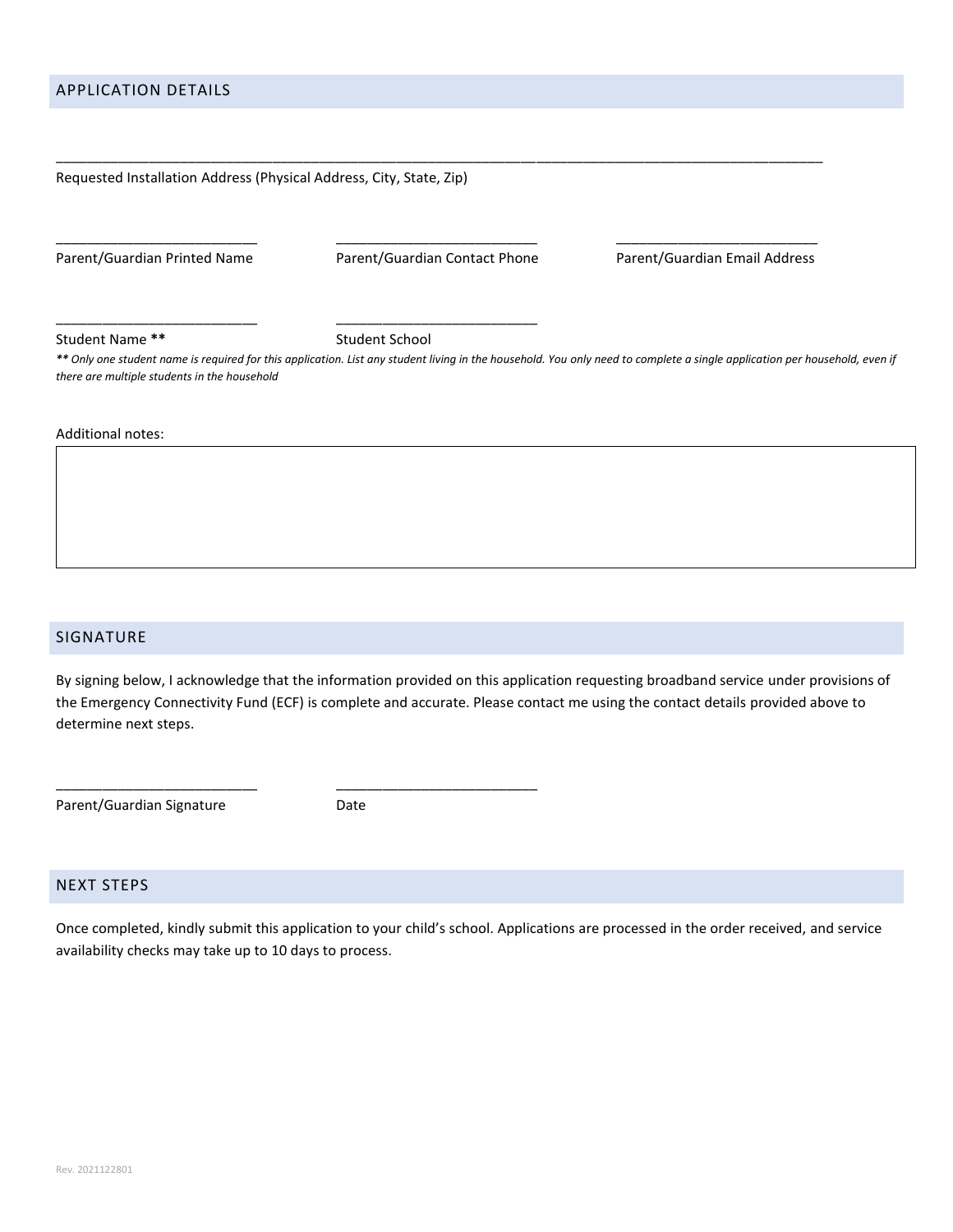## APPLICATION DETAILS

______________________________________________________________________________________________

Requested Installation Address (Physical Address, City, State, Zip)

_________________________ _________________________ _________________________

Parent/Guardian Printed Name Parent/Guardian Contact Phone Parent/Guardian Email Address

_________________________ _________________________

Student Name **  Student School

*** Only one student name is required for this application. List any student living in the household. You only need to complete a single application per household, even if there are multiple students in the household*

Additional notes:

## SIGNATURE

By signing below, I acknowledge that the information provided on this application requesting broadband service under provisions of the Emergency Connectivity Fund (ECF) is complete and accurate. Please contact me using the contact details provided above to determine next steps.

_________________________ _________________________

Parent/Guardian Signature Date

## NEXT STEPS

Once completed, kindly submit this application to your child's school. Applications are processed in the order received, and service availability checks may take up to 10 days to process.

Rev. 2021122801